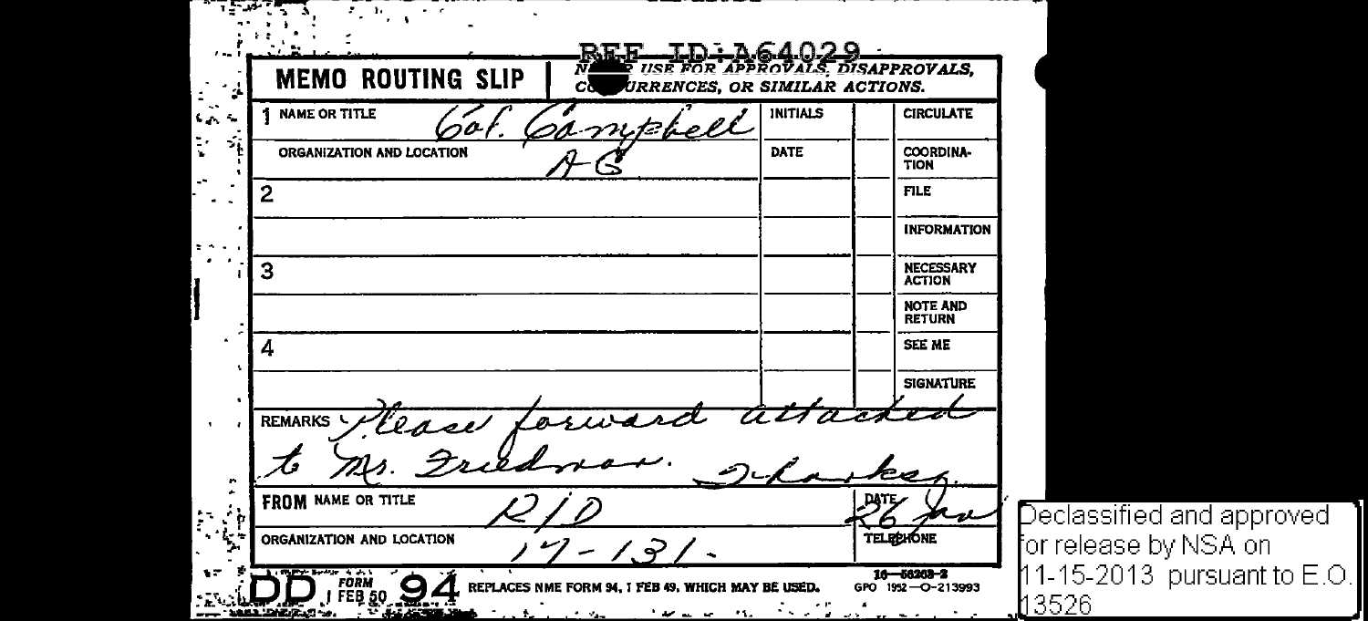REF ID:A64029

**MEMO ROUTING SLIP**

NEVER USE FOR APPROVALS, DISAPPROVALS, CONCURRENCES, OR SIMILAR ACTIONS.

| | | INITIALS | | |
|---|---|---|---|---|
| 1 NAME OR TITLE | Col. Campbell | INITIALS | | CIRCULATE |
| ORGANIZATION AND LOCATION | AG | DATE | | COORDINATION |
| 2 | | | | FILE |
| | | | | INFORMATION |
| 3 | | | | NECESSARY ACTION |
| | | | | NOTE AND RETURN |
| 4 | | | | SEE ME |
| | | | | SIGNATURE |

REMARKS Please forward attached to Mr. Friedman. Thanks.

| | | |
|---|---|---|
| FROM NAME OR TITLE | R/D | DATE 26 Jan |
| ORGANIZATION AND LOCATION | 17-131- | TELEPHONE |

DD FORM 1 FEB 50 94 REPLACES NME FORM 94, 1 FEB 49, WHICH MAY BE USED. 16—58203-2 GPO 1952—O-213993

Declassified and approved for release by NSA on 11-15-2013 pursuant to E.O. 13526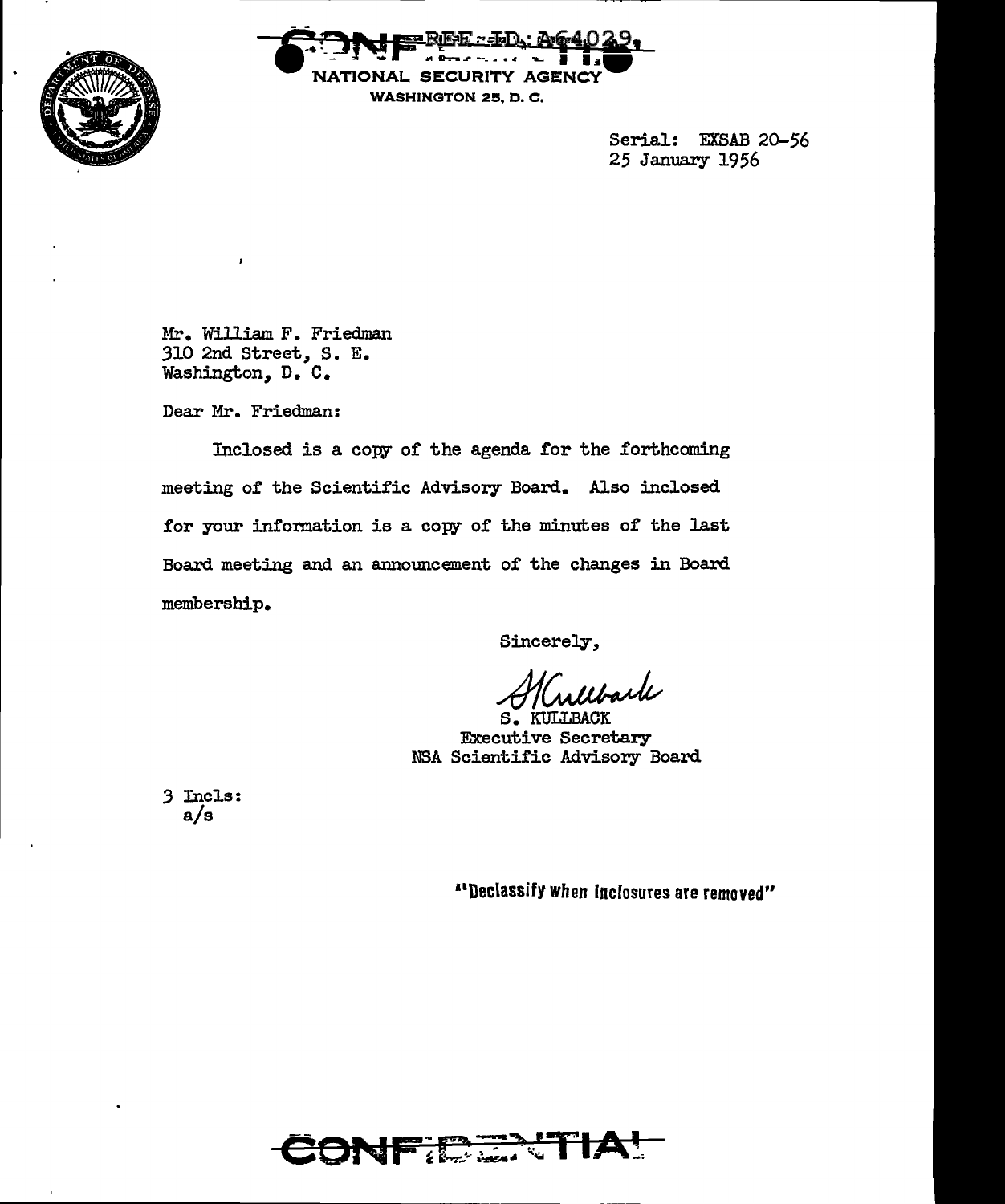NATIONAL SECURITY AGENCY
WASHINGTON 25, D. C.

Serial: EXSAB 20-56
25 January 1956

Mr. William F. Friedman
310 2nd Street, S. E.
Washington, D. C.

Dear Mr. Friedman:

Inclosed is a copy of the agenda for the forthcoming meeting of the Scientific Advisory Board. Also inclosed for your information is a copy of the minutes of the last Board meeting and an announcement of the changes in Board membership.

Sincerely,

S. KULLBACK
Executive Secretary
NSA Scientific Advisory Board

3 Incls:
a/s

"Declassify when Inclosures are removed"

CONFIDENTIAL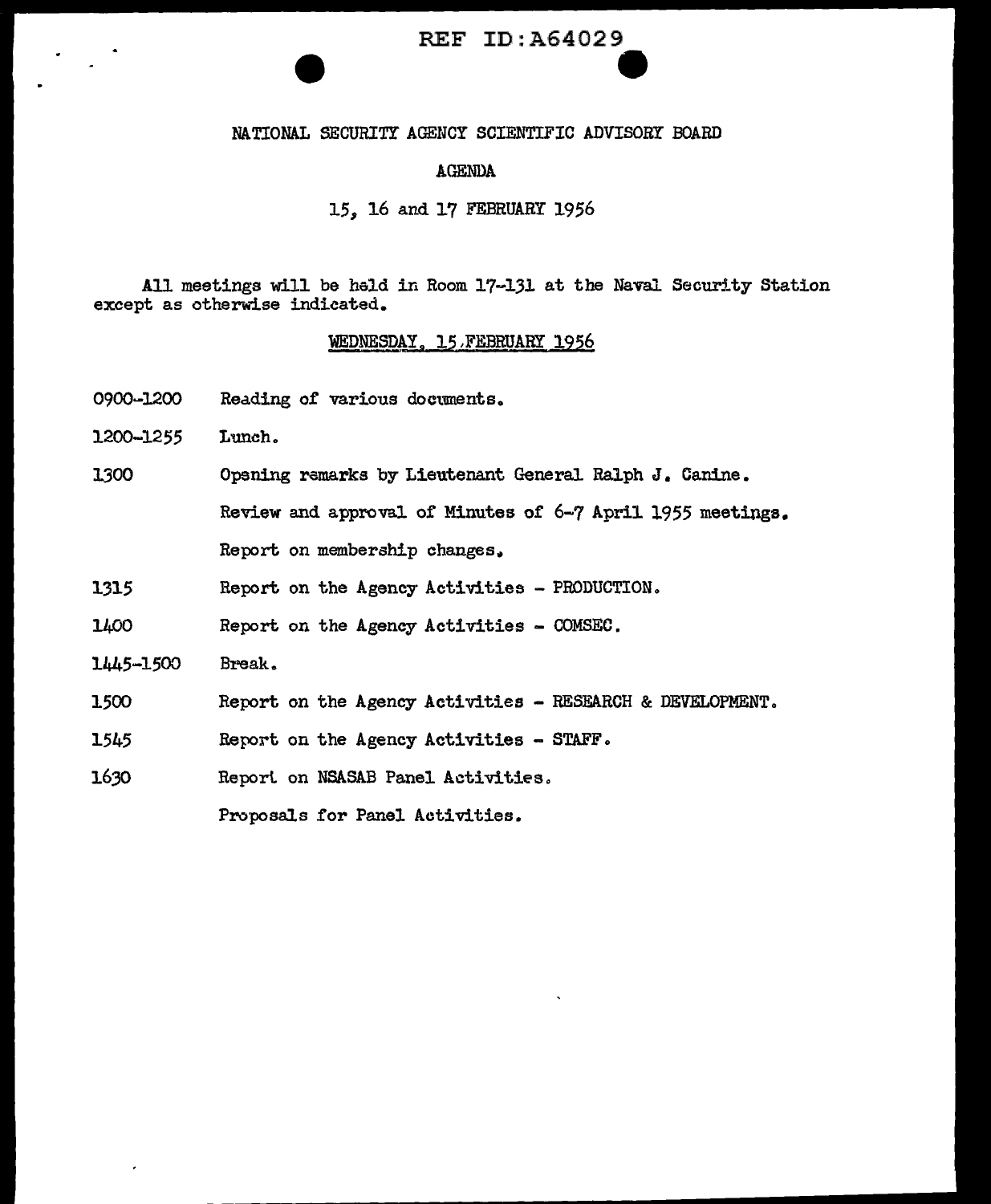REF ID:A64029

# NATIONAL SECURITY AGENCY SCIENTIFIC ADVISORY BOARD

## AGENDA

15, 16 and 17 FEBRUARY 1956

All meetings will be held in Room 17-131 at the Naval Security Station except as otherwise indicated.

### WEDNESDAY, 15 FEBRUARY 1956

| | |
|---|---|
| 0900-1200 | Reading of various documents. |
| 1200-1255 | Lunch. |
| 1300 | Opening remarks by Lieutenant General Ralph J. Canine. |
| | Review and approval of Minutes of 6-7 April 1955 meetings. |
| | Report on membership changes. |
| 1315 | Report on the Agency Activities - PRODUCTION. |
| 1400 | Report on the Agency Activities - COMSEC. |
| 1445-1500 | Break. |
| 1500 | Report on the Agency Activities - RESEARCH & DEVELOPMENT. |
| 1545 | Report on the Agency Activities - STAFF. |
| 1630 | Report on NSASAB Panel Activities. |
| | Proposals for Panel Activities. |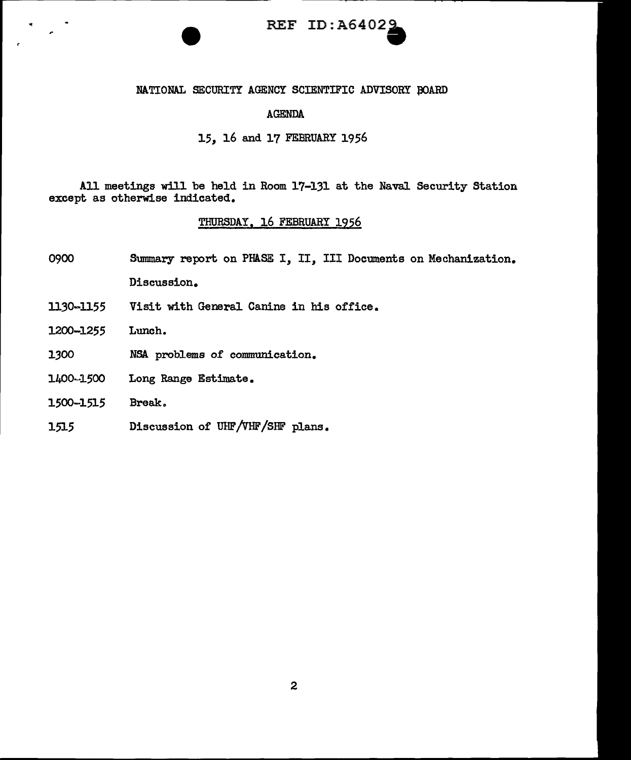REF ID:A64029

NATIONAL SECURITY AGENCY SCIENTIFIC ADVISORY BOARD

AGENDA

15, 16 and 17 FEBRUARY 1956

All meetings will be held in Room 17-131 at the Naval Security Station except as otherwise indicated.

THURSDAY, 16 FEBRUARY 1956

| | |
|---|---|
| 0900 | Summary report on PHASE I, II, III Documents on Mechanization. |
| | Discussion. |
| 1130-1155 | Visit with General Canine in his office. |
| 1200-1255 | Lunch. |
| 1300 | NSA problems of communication. |
| 1400-1500 | Long Range Estimate. |
| 1500-1515 | Break. |
| 1515 | Discussion of UHF/VHF/SHF plans. |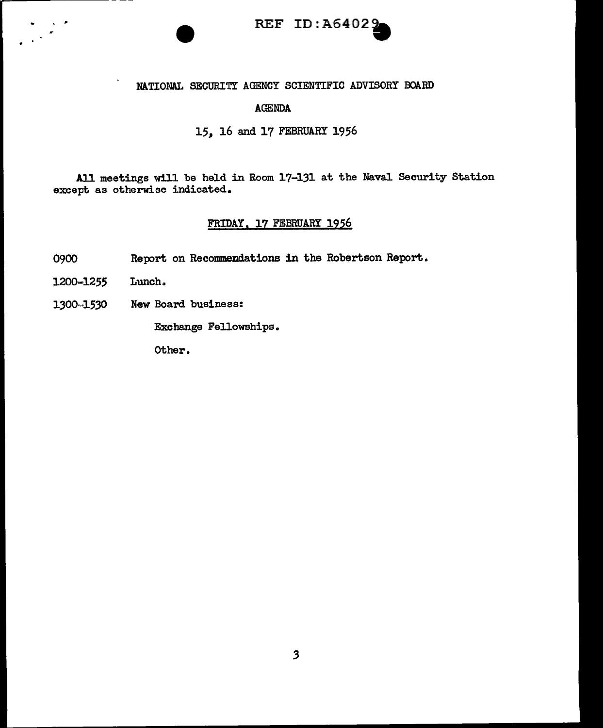REF ID:A64029

NATIONAL SECURITY AGENCY SCIENTIFIC ADVISORY BOARD

AGENDA

15, 16 and 17 FEBRUARY 1956

All meetings will be held in Room 17-131 at the Naval Security Station except as otherwise indicated.

FRIDAY, 17 FEBRUARY 1956

0900 Report on Recommendations in the Robertson Report.

1200-1255 Lunch.

1300-1530 New Board business:

Exchange Fellowships.

Other.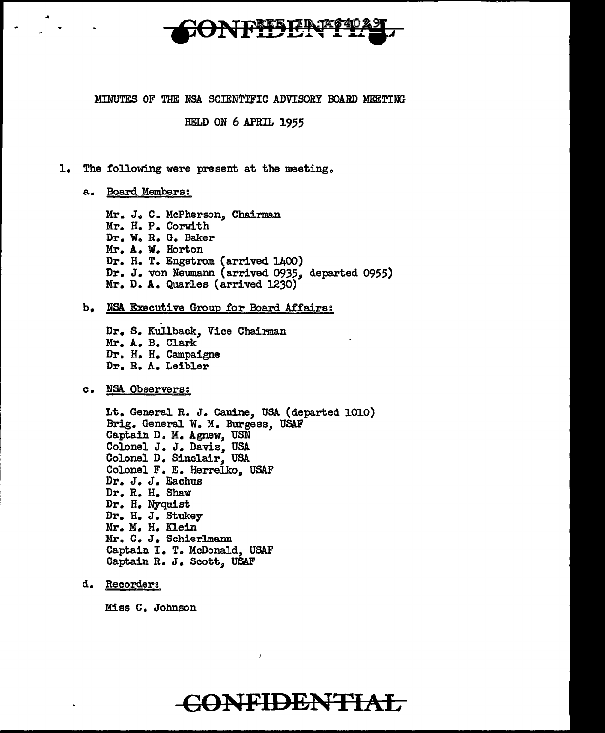CONFIDENTIAL

MINUTES OF THE NSA SCIENTIFIC ADVISORY BOARD MEETING

HELD ON 6 APRIL 1955

1. The following were present at the meeting.

   a. Board Members:

      Mr. J. C. McPherson, Chairman
      Mr. H. P. Corwith
      Dr. W. R. G. Baker
      Mr. A. W. Horton
      Dr. H. T. Engstrom (arrived 1400)
      Dr. J. von Neumann (arrived 0935, departed 0955)
      Mr. D. A. Quarles (arrived 1230)

   b. NSA Executive Group for Board Affairs:

      Dr. S. Kullback, Vice Chairman
      Mr. A. B. Clark
      Dr. H. H. Campaigne
      Dr. R. A. Leibler

   c. NSA Observers:

      Lt. General R. J. Canine, USA (departed 1010)
      Brig. General W. M. Burgess, USAF
      Captain D. M. Agnew, USN
      Colonel J. J. Davis, USA
      Colonel D. Sinclair, USA
      Colonel F. E. Herrelko, USAF
      Dr. J. J. Eachus
      Dr. R. H. Shaw
      Dr. H. Nyquist
      Dr. H. J. Stukey
      Mr. M. H. Klein
      Mr. C. J. Schierlmann
      Captain I. T. McDonald, USAF
      Captain R. J. Scott, USAF

   d. Recorder:

      Miss C. Johnson

CONFIDENTIAL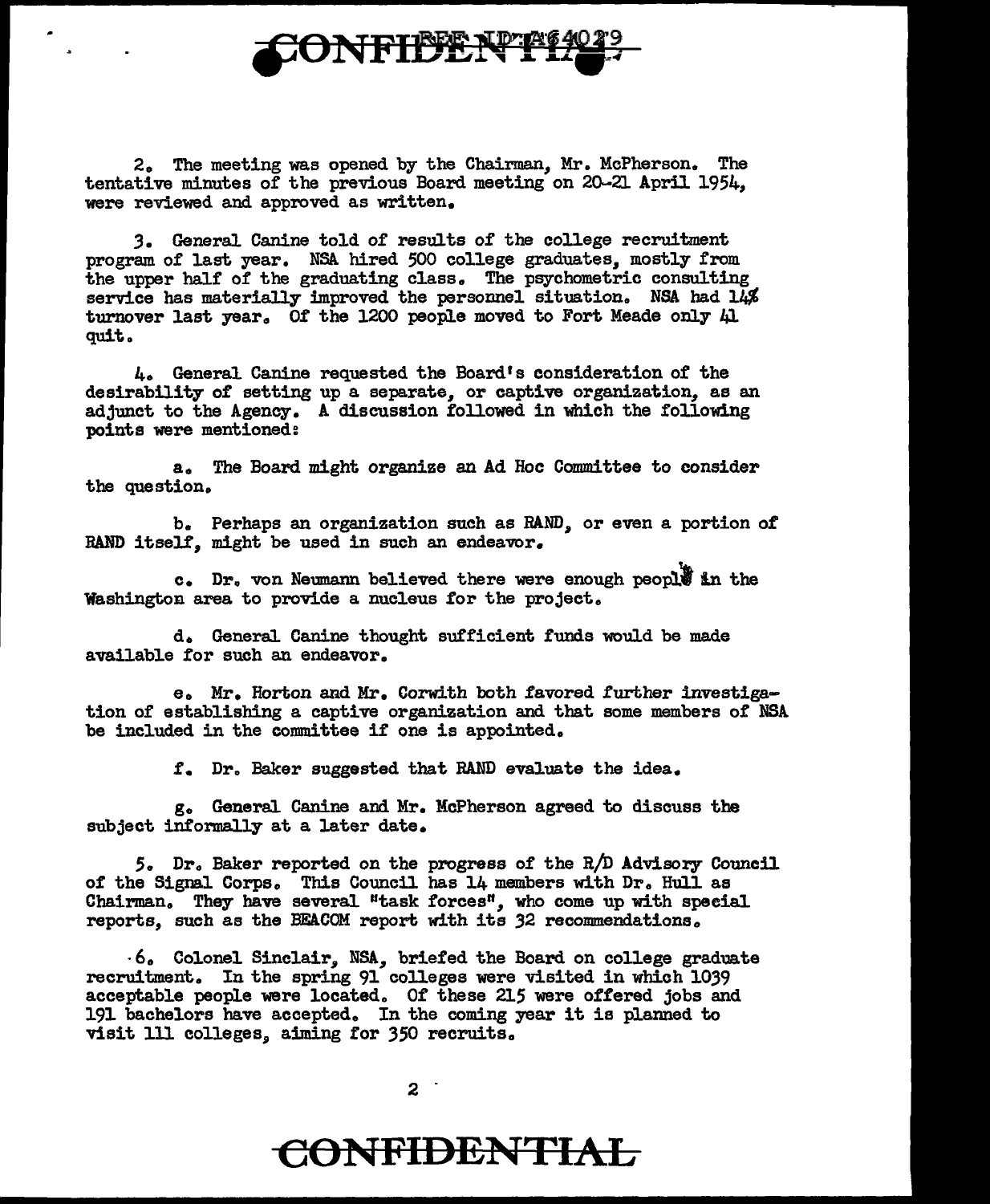2. The meeting was opened by the Chairman, Mr. McPherson. The tentative minutes of the previous Board meeting on 20-21 April 1954, were reviewed and approved as written.

3. General Canine told of results of the college recruitment program of last year. NSA hired 500 college graduates, mostly from the upper half of the graduating class. The psychometric consulting service has materially improved the personnel situation. NSA had 14% turnover last year. Of the 1200 people moved to Fort Meade only 41 quit.

4. General Canine requested the Board's consideration of the desirability of setting up a separate, or captive organization, as an adjunct to the Agency. A discussion followed in which the following points were mentioned:

a. The Board might organize an Ad Hoc Committee to consider the question.

b. Perhaps an organization such as RAND, or even a portion of RAND itself, might be used in such an endeavor.

c. Dr. von Neumann believed there were enough people in the Washington area to provide a nucleus for the project.

d. General Canine thought sufficient funds would be made available for such an endeavor.

e. Mr. Horton and Mr. Corwith both favored further investigation of establishing a captive organization and that some members of NSA be included in the committee if one is appointed.

f. Dr. Baker suggested that RAND evaluate the idea.

g. General Canine and Mr. McPherson agreed to discuss the subject informally at a later date.

5. Dr. Baker reported on the progress of the R/D Advisory Council of the Signal Corps. This Council has 14 members with Dr. Hull as Chairman. They have several "task forces", who come up with special reports, such as the BEACOM report with its 32 recommendations.

6. Colonel Sinclair, NSA, briefed the Board on college graduate recruitment. In the spring 91 colleges were visited in which 1039 acceptable people were located. Of these 215 were offered jobs and 191 bachelors have accepted. In the coming year it is planned to visit 111 colleges, aiming for 350 recruits.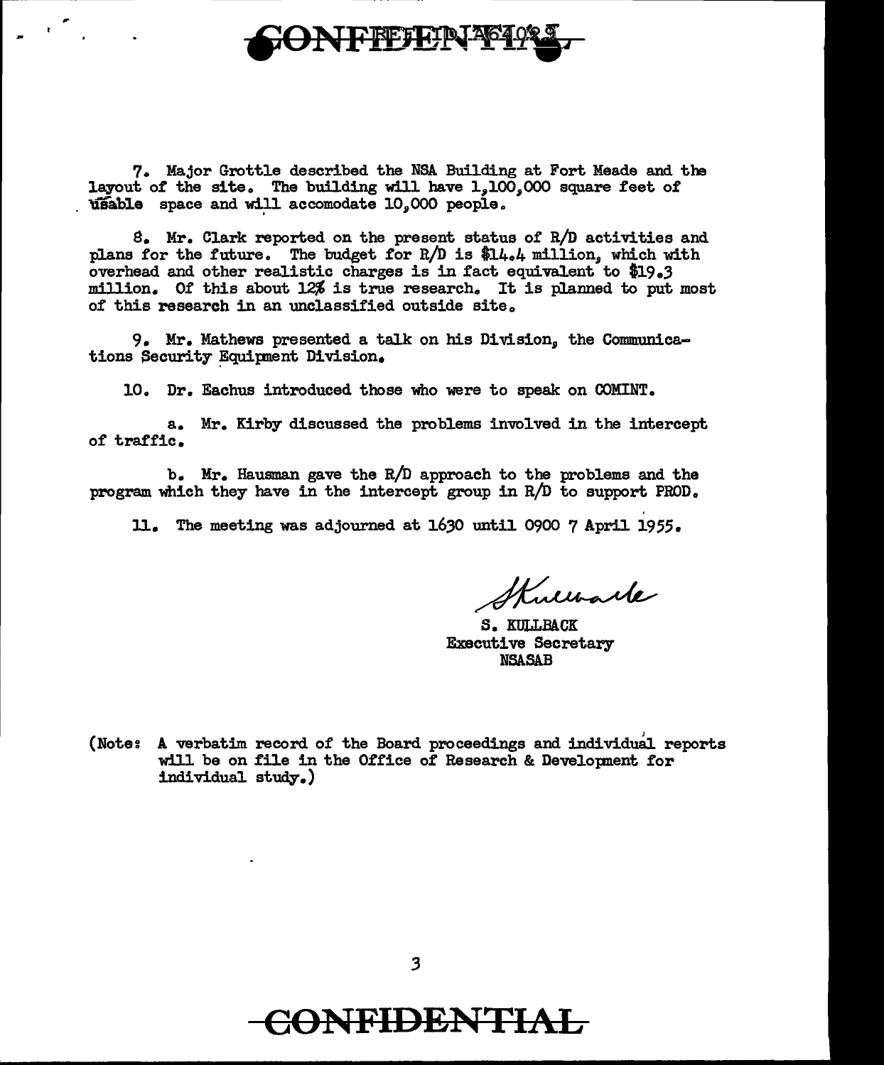7. Major Grottle described the NSA Building at Fort Meade and the layout of the site. The building will have 1,100,000 square feet of usable space and will accomodate 10,000 people.

8. Mr. Clark reported on the present status of R/D activities and plans for the future. The budget for R/D is $14.4 million, which with overhead and other realistic charges is in fact equivalent to $19.3 million. Of this about 12% is true research. It is planned to put most of this research in an unclassified outside site.

9. Mr. Mathews presented a talk on his Division, the Communications Security Equipment Division.

10. Dr. Eachus introduced those who were to speak on COMINT.

a. Mr. Kirby discussed the problems involved in the intercept of traffic.

b. Mr. Hausman gave the R/D approach to the problems and the program which they have in the intercept group in R/D to support PROD.

11. The meeting was adjourned at 1630 until 0900 7 April 1955.

S. KULLBACK
Executive Secretary
NSASAB

(Note: A verbatim record of the Board proceedings and individual reports will be on file in the Office of Research & Development for individual study.)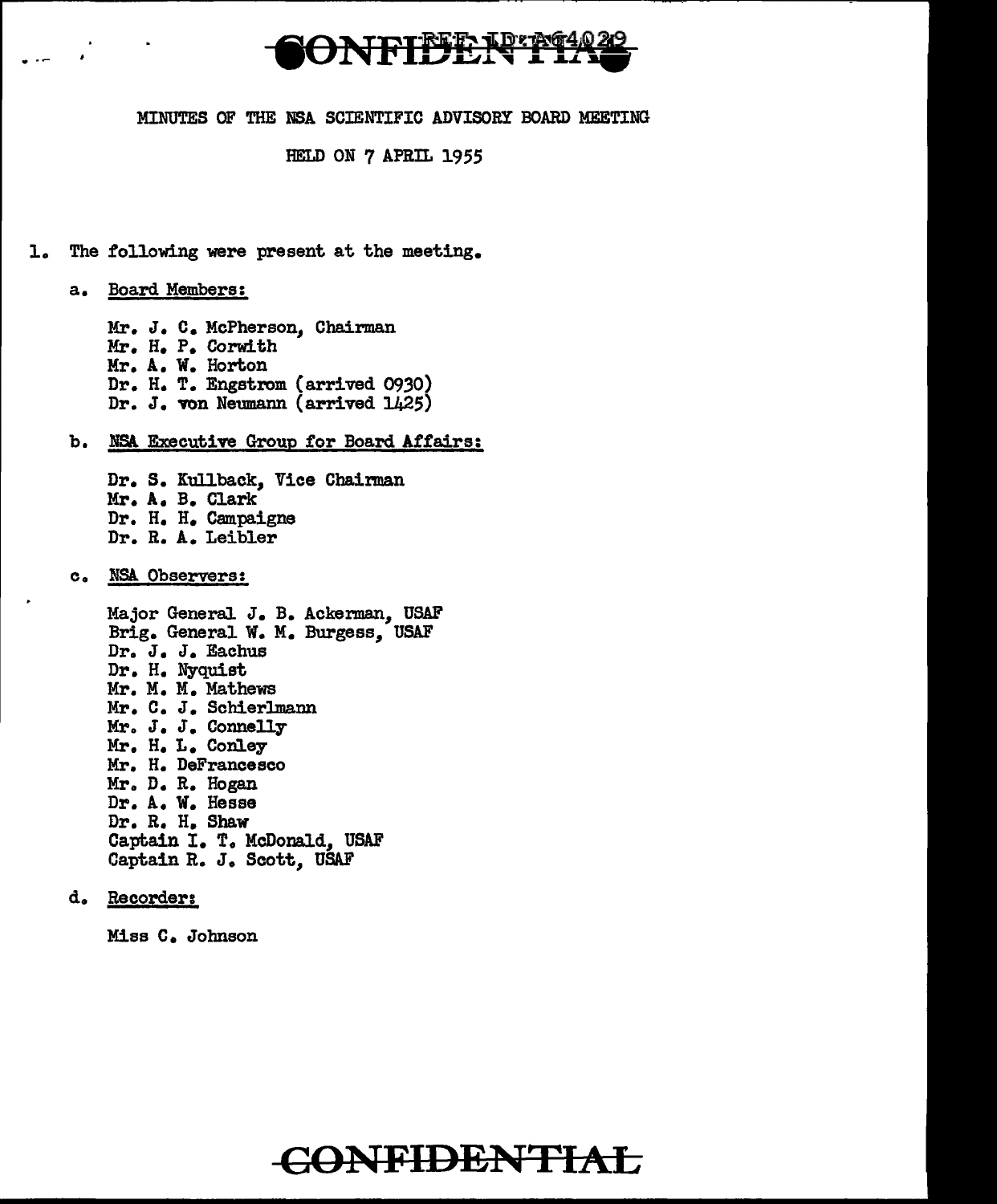CONFIDENTIAL

MINUTES OF THE NSA SCIENTIFIC ADVISORY BOARD MEETING

HELD ON 7 APRIL 1955

1. The following were present at the meeting.

   a. Board Members:

      Mr. J. C. McPherson, Chairman
      Mr. H. P. Corwith
      Mr. A. W. Horton
      Dr. H. T. Engstrom (arrived 0930)
      Dr. J. von Neumann (arrived 1425)

   b. NSA Executive Group for Board Affairs:

      Dr. S. Kullback, Vice Chairman
      Mr. A. B. Clark
      Dr. H. H. Campaigne
      Dr. R. A. Leibler

   c. NSA Observers:

      Major General J. B. Ackerman, USAF
      Brig. General W. M. Burgess, USAF
      Dr. J. J. Eachus
      Dr. H. Nyquist
      Mr. M. M. Mathews
      Mr. C. J. Schierlmann
      Mr. J. J. Connelly
      Mr. H. L. Conley
      Mr. H. DeFrancesco
      Mr. D. R. Hogan
      Dr. A. W. Hesse
      Dr. R. H. Shaw
      Captain I. T. McDonald, USAF
      Captain R. J. Scott, USAF

   d. Recorder:

      Miss C. Johnson

CONFIDENTIAL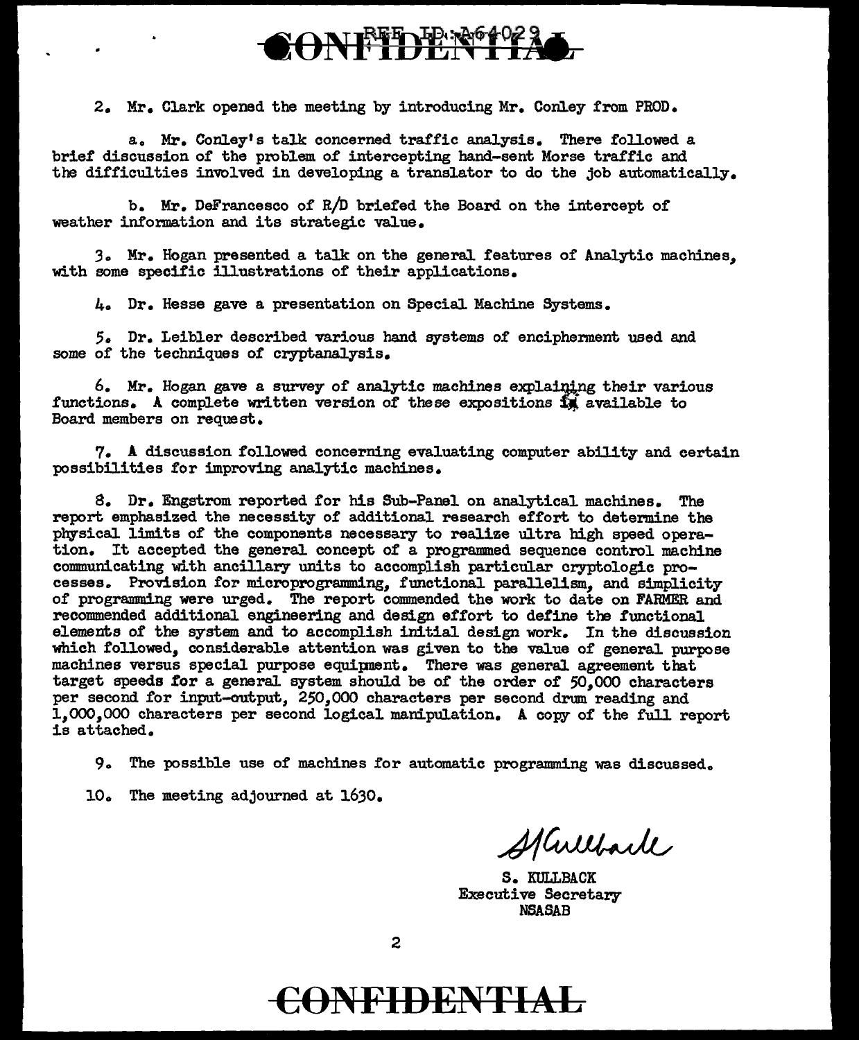2. Mr. Clark opened the meeting by introducing Mr. Conley from PROD.

a. Mr. Conley's talk concerned traffic analysis. There followed a brief discussion of the problem of intercepting hand-sent Morse traffic and the difficulties involved in developing a translator to do the job automatically.

b. Mr. DeFrancesco of R/D briefed the Board on the intercept of weather information and its strategic value.

3. Mr. Hogan presented a talk on the general features of Analytic machines, with some specific illustrations of their applications.

4. Dr. Hesse gave a presentation on Special Machine Systems.

5. Dr. Leibler described various hand systems of encipherment used and some of the techniques of cryptanalysis.

6. Mr. Hogan gave a survey of analytic machines explaining their various functions. A complete written version of these expositions is available to Board members on request.

7. A discussion followed concerning evaluating computer ability and certain possibilities for improving analytic machines.

8. Dr. Engstrom reported for his Sub-Panel on analytical machines. The report emphasized the necessity of additional research effort to determine the physical limits of the components necessary to realize ultra high speed operation. It accepted the general concept of a programmed sequence control machine communicating with ancillary units to accomplish particular cryptologic processes. Provision for microprogramming, functional parallelism, and simplicity of programming were urged. The report commended the work to date on FARMER and recommended additional engineering and design effort to define the functional elements of the system and to accomplish initial design work. In the discussion which followed, considerable attention was given to the value of general purpose machines versus special purpose equipment. There was general agreement that target speeds for a general system should be of the order of 50,000 characters per second for input-output, 250,000 characters per second drum reading and 1,000,000 characters per second logical manipulation. A copy of the full report is attached.

9. The possible use of machines for automatic programming was discussed.

10. The meeting adjourned at 1630.

S. Kullback

S. KULLBACK
Executive Secretary
NSASAB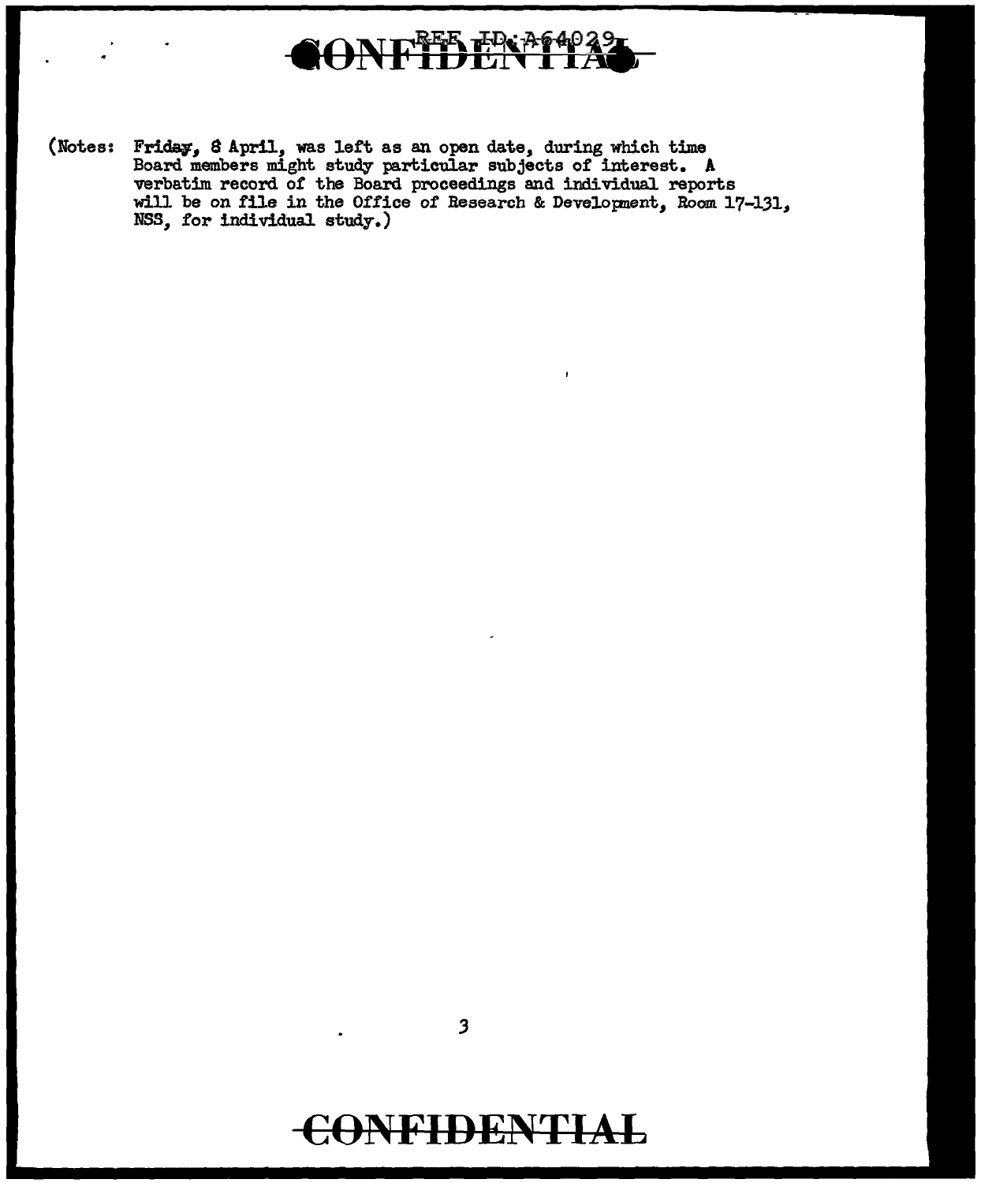(Notes: Friday, 8 April, was left as an open date, during which time Board members might study particular subjects of interest. A verbatim record of the Board proceedings and individual reports will be on file in the Office of Research & Development, Room 17-131, NSS, for individual study.)